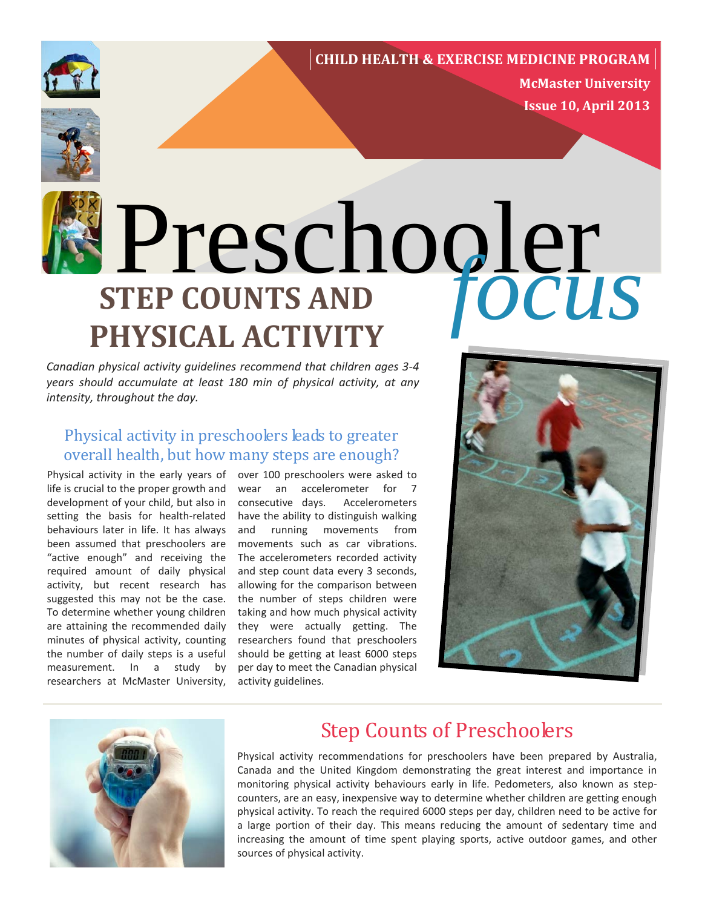**CHILD HEALTH & EXERCISE MEDICINE PROGRAM**

**McMaster University**

**Issue 10, April 2013**

# Preschooler *focus*

## STEP COUNTS AND PHYSICAL ACTIVITY

*Canadian physical activity guidelines recommend that children ages 3-4 years should accumulate at least 180 min of physical activity, at any intensity, throughout the day.*

### Physical activity in preschoolers leads to greater overall health, but how many steps are enough?

Physical activity in the early years of life is crucial to the proper growth and development of your child, but also in setting the basis for health-related behaviours later in life. It has always been assumed that preschoolers are "active enough" and receiving the required amount of daily physical activity, but recent research has suggested this may not be the case. To determine whether young children are attaining the recommended daily minutes of physical activity, counting the number of daily steps is a useful measurement. In a study by researchers at McMaster University, over 100 preschoolers were asked to wear an accelerometer for 7 consecutive days. Accelerometers have the ability to distinguish walking and running movements from movements such as car vibrations. The accelerometers recorded activity and step count data every 3 seconds, allowing for the comparison between the number of steps children were taking and how much physical activity they were actually getting. The researchers found that preschoolers should be getting at least 6000 steps per day to meet the Canadian physical activity guidelines.

### Step Counts of Preschoolers

Physical activity recommendations for preschoolers have been prepared by Australia, Canada and the United Kingdom demonstrating the great interest and importance in monitoring physical activity behaviours early in life. Pedometers, also known as step-counters, are an easy, inexpensive way to determine whether children are getting enough physical activity. To reach the required 6000 steps per day, children need to be active for a large portion of their day. This means reducing the amount of sedentary time and increasing the amount of time spent playing sports, active outdoor games, and other sources of physical activity.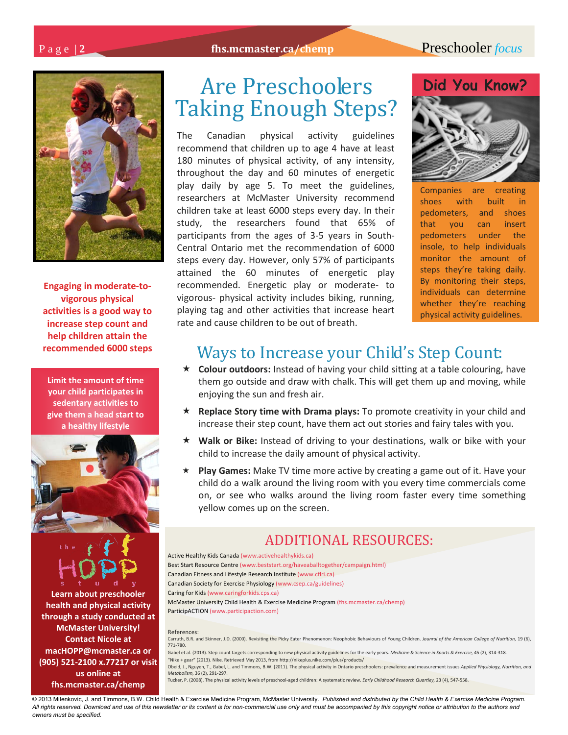# Are Preschoolers Taking Enough Steps?

The Canadian physical activity guidelines recommend that children up to age 4 have at least 180 minutes of physical activity, of any intensity, throughout the day and 60 minutes of energetic play daily by age 5. To meet the guidelines, researchers at McMaster University recommend children take at least 6000 steps every day. In their study, the researchers found that 65% of participants from the ages of 3-5 years in South-Central Ontario met the recommendation of 6000 steps every day. However, only 57% of participants attained the 60 minutes of energetic play recommended. Energetic play or moderate- to vigorous- physical activity includes biking, running, playing tag and other activities that increase heart rate and cause children to be out of breath.

**Engaging in moderate-to-vigorous physical activities is a good way to increase step count and help children attain the recommended 6000 steps**

## Did You Know?

Companies are creating shoes with built in pedometers, and shoes that you can insert pedometers under the insole, to help individuals monitor the amount of steps they're taking daily. By monitoring their steps, individuals can determine whether they're reaching physical activity guidelines.

## Ways to Increase your Child's Step Count:

- **Colour outdoors:** Instead of having your child sitting at a table colouring, have them go outside and draw with chalk. This will get them up and moving, while enjoying the sun and fresh air.
- **Replace Story time with Drama plays:** To promote creativity in your child and increase their step count, have them act out stories and fairy tales with you.
- **Walk or Bike:** Instead of driving to your destinations, walk or bike with your child to increase the daily amount of physical activity.
- **Play Games:** Make TV time more active by creating a game out of it. Have your child do a walk around the living room with you every time commercials come on, or see who walks around the living room faster every time something yellow comes up on the screen.

**Limit the amount of time your child participates in sedentary activities to give them a head start to a healthy lifestyle**

the HOPP study

**Learn about preschooler health and physical activity through a study conducted at McMaster University! Contact Nicole at macHOPP@mcmaster.ca or (905) 521-2100 x.77217 or visit us online at fhs.mcmaster.ca/chemp**

## ADDITIONAL RESOURCES:

Active Healthy Kids Canada (www.activehealthykids.ca)
Best Start Resource Centre (www.beststart.org/haveaballtogether/campaign.html)
Canadian Fitness and Lifestyle Research Institute (www.cflri.ca)
Canadian Society for Exercise Physiology (www.csep.ca/guidelines)
Caring for Kids (www.caringforkids.cps.ca)
McMaster University Child Health & Exercise Medicine Program (fhs.mcmaster.ca/chemp)
ParticipACTION (www.participaction.com)

References:

Carruth, B.R. and Skinner, J.D. (2000). Revisiting the Picky Eater Phenomenon: Neophobic Behaviours of Young Children. *Jounral of the American College of Nutrition,* 19 (6), 771-780.

Gabel et al. (2013). Step count targets corresponding to new physical activity guidelines for the early years. *Medicine & Science in Sports & Exercise,* 45 (2), 314-318.

"Nike + gear" (2013). Nike. Retrieved May 2013, from http://nikeplus.nike.com/plus/products/

Obeid, J., Nguyen, T., Gabel, L. and Timmons, B.W. (2011). The physical activity in Ontario preschoolers: prevalence and measurement issues.*Applied Physiology, Nutrition, and Metabolism,* 36 (2), 291-297.

Tucker, P. (2008). The physical activity levels of preschool-aged children: A systematic review. *Early Childhood Research Quartley,* 23 (4), 547-558.

© 2013 Milenkovic, J. and Timmons, B.W. Child Health & Exercise Medicine Program, McMaster University. *Published and distributed by the Child Health & Exercise Medicine Program. All rights reserved. Download and use of this newsletter or its content is for non-commercial use only and must be accompanied by this copyright notice or attribution to the authors and owners must be specified.*